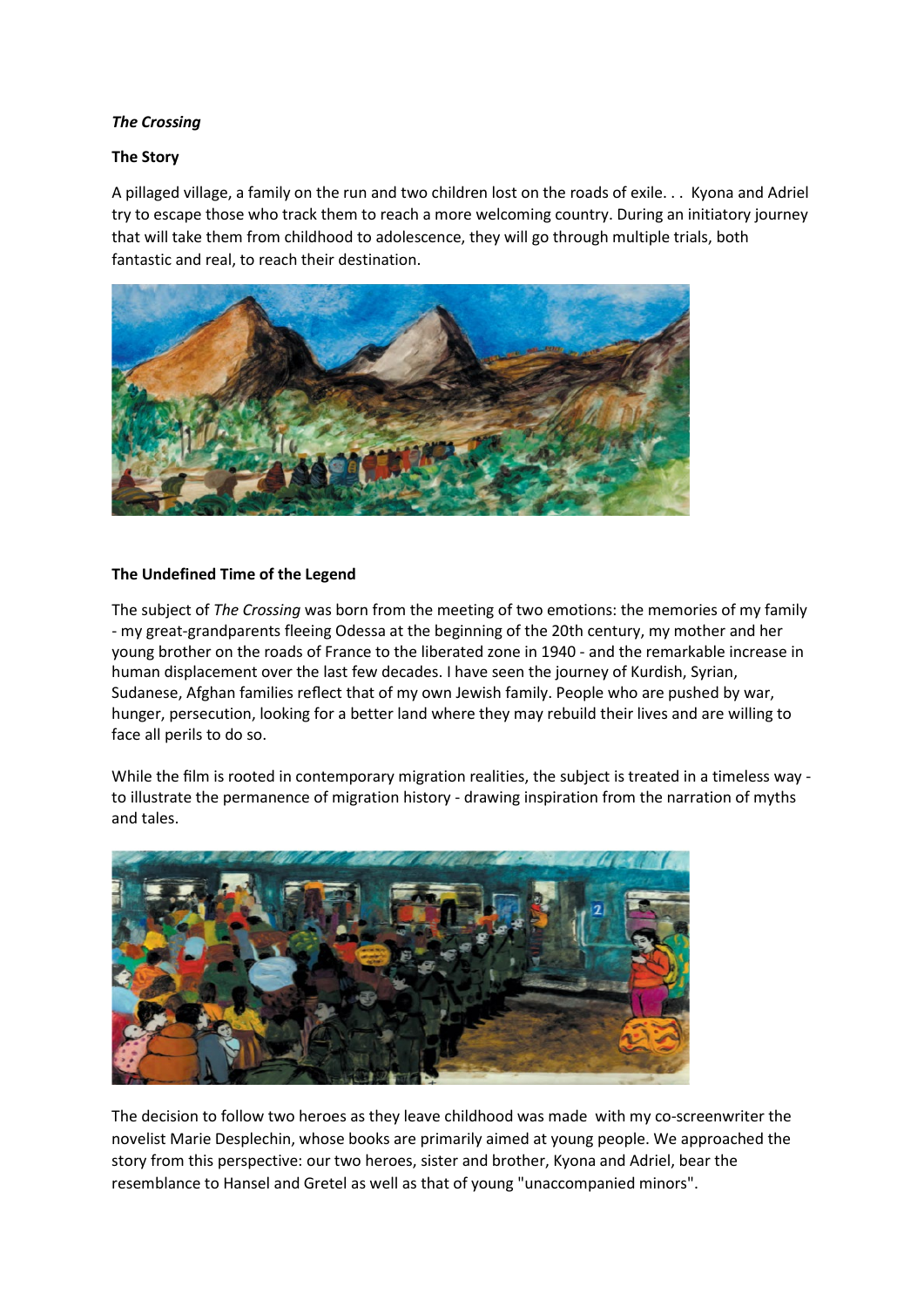***The Crossing***

**The Story**

A pillaged village, a family on the run and two children lost on the roads of exile. . . Kyona and Adriel try to escape those who track them to reach a more welcoming country. During an initiatory journey that will take them from childhood to adolescence, they will go through multiple trials, both fantastic and real, to reach their destination.

**The Undefined Time of the Legend**

The subject of *The Crossing* was born from the meeting of two emotions: the memories of my family - my great-grandparents fleeing Odessa at the beginning of the 20th century, my mother and her young brother on the roads of France to the liberated zone in 1940 - and the remarkable increase in human displacement over the last few decades. I have seen the journey of Kurdish, Syrian, Sudanese, Afghan families reflect that of my own Jewish family. People who are pushed by war, hunger, persecution, looking for a better land where they may rebuild their lives and are willing to face all perils to do so.

While the film is rooted in contemporary migration realities, the subject is treated in a timeless way - to illustrate the permanence of migration history - drawing inspiration from the narration of myths and tales.

The decision to follow two heroes as they leave childhood was made with my co-screenwriter the novelist Marie Desplechin, whose books are primarily aimed at young people. We approached the story from this perspective: our two heroes, sister and brother, Kyona and Adriel, bear the resemblance to Hansel and Gretel as well as that of young "unaccompanied minors".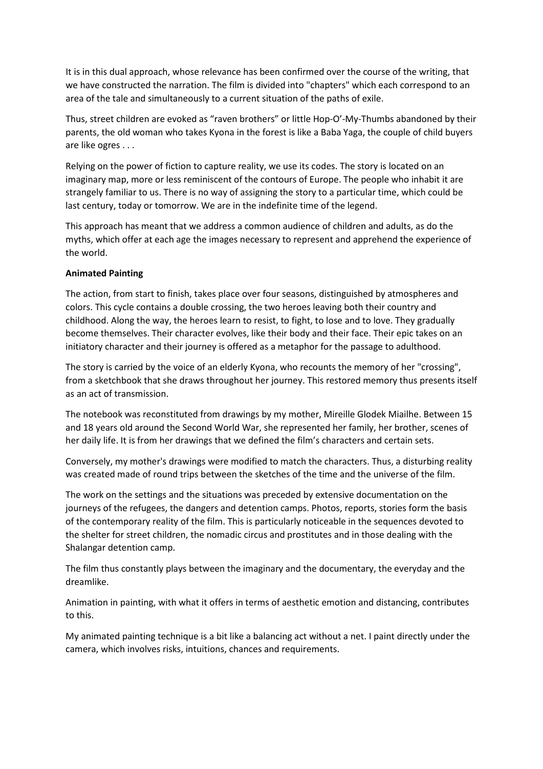It is in this dual approach, whose relevance has been confirmed over the course of the writing, that we have constructed the narration. The film is divided into "chapters" which each correspond to an area of the tale and simultaneously to a current situation of the paths of exile.

Thus, street children are evoked as “raven brothers” or little Hop-O’-My-Thumbs abandoned by their parents, the old woman who takes Kyona in the forest is like a Baba Yaga, the couple of child buyers are like ogres . . .

Relying on the power of fiction to capture reality, we use its codes. The story is located on an imaginary map, more or less reminiscent of the contours of Europe. The people who inhabit it are strangely familiar to us. There is no way of assigning the story to a particular time, which could be last century, today or tomorrow. We are in the indefinite time of the legend.

This approach has meant that we address a common audience of children and adults, as do the myths, which offer at each age the images necessary to represent and apprehend the experience of the world.

**Animated Painting**

The action, from start to finish, takes place over four seasons, distinguished by atmospheres and colors. This cycle contains a double crossing, the two heroes leaving both their country and childhood. Along the way, the heroes learn to resist, to fight, to lose and to love. They gradually become themselves. Their character evolves, like their body and their face. Their epic takes on an initiatory character and their journey is offered as a metaphor for the passage to adulthood.

The story is carried by the voice of an elderly Kyona, who recounts the memory of her "crossing", from a sketchbook that she draws throughout her journey. This restored memory thus presents itself as an act of transmission.

The notebook was reconstituted from drawings by my mother, Mireille Glodek Miailhe. Between 15 and 18 years old around the Second World War, she represented her family, her brother, scenes of her daily life. It is from her drawings that we defined the film’s characters and certain sets.

Conversely, my mother's drawings were modified to match the characters. Thus, a disturbing reality was created made of round trips between the sketches of the time and the universe of the film.

The work on the settings and the situations was preceded by extensive documentation on the journeys of the refugees, the dangers and detention camps. Photos, reports, stories form the basis of the contemporary reality of the film. This is particularly noticeable in the sequences devoted to the shelter for street children, the nomadic circus and prostitutes and in those dealing with the Shalangar detention camp.

The film thus constantly plays between the imaginary and the documentary, the everyday and the dreamlike.

Animation in painting, with what it offers in terms of aesthetic emotion and distancing, contributes to this.

My animated painting technique is a bit like a balancing act without a net. I paint directly under the camera, which involves risks, intuitions, chances and requirements.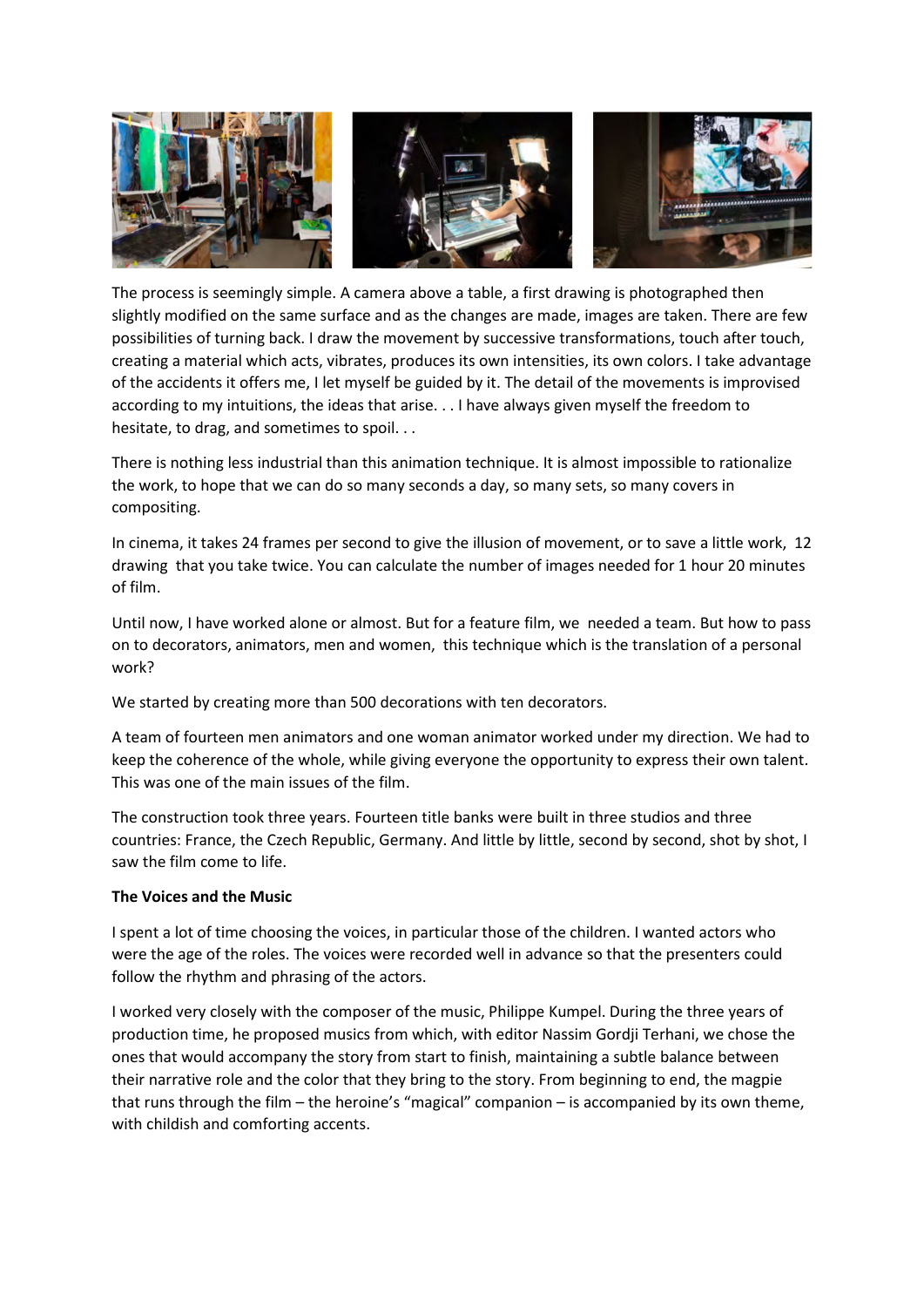The process is seemingly simple. A camera above a table, a first drawing is photographed then slightly modified on the same surface and as the changes are made, images are taken. There are few possibilities of turning back. I draw the movement by successive transformations, touch after touch, creating a material which acts, vibrates, produces its own intensities, its own colors. I take advantage of the accidents it offers me, I let myself be guided by it. The detail of the movements is improvised according to my intuitions, the ideas that arise. . . I have always given myself the freedom to hesitate, to drag, and sometimes to spoil. . .

There is nothing less industrial than this animation technique. It is almost impossible to rationalize the work, to hope that we can do so many seconds a day, so many sets, so many covers in compositing.

In cinema, it takes 24 frames per second to give the illusion of movement, or to save a little work, 12 drawing that you take twice. You can calculate the number of images needed for 1 hour 20 minutes of film.

Until now, I have worked alone or almost. But for a feature film, we needed a team. But how to pass on to decorators, animators, men and women, this technique which is the translation of a personal work?

We started by creating more than 500 decorations with ten decorators.

A team of fourteen men animators and one woman animator worked under my direction. We had to keep the coherence of the whole, while giving everyone the opportunity to express their own talent. This was one of the main issues of the film.

The construction took three years. Fourteen title banks were built in three studios and three countries: France, the Czech Republic, Germany. And little by little, second by second, shot by shot, I saw the film come to life.

**The Voices and the Music**

I spent a lot of time choosing the voices, in particular those of the children. I wanted actors who were the age of the roles. The voices were recorded well in advance so that the presenters could follow the rhythm and phrasing of the actors.

I worked very closely with the composer of the music, Philippe Kumpel. During the three years of production time, he proposed musics from which, with editor Nassim Gordji Terhani, we chose the ones that would accompany the story from start to finish, maintaining a subtle balance between their narrative role and the color that they bring to the story. From beginning to end, the magpie that runs through the film – the heroine's "magical" companion – is accompanied by its own theme, with childish and comforting accents.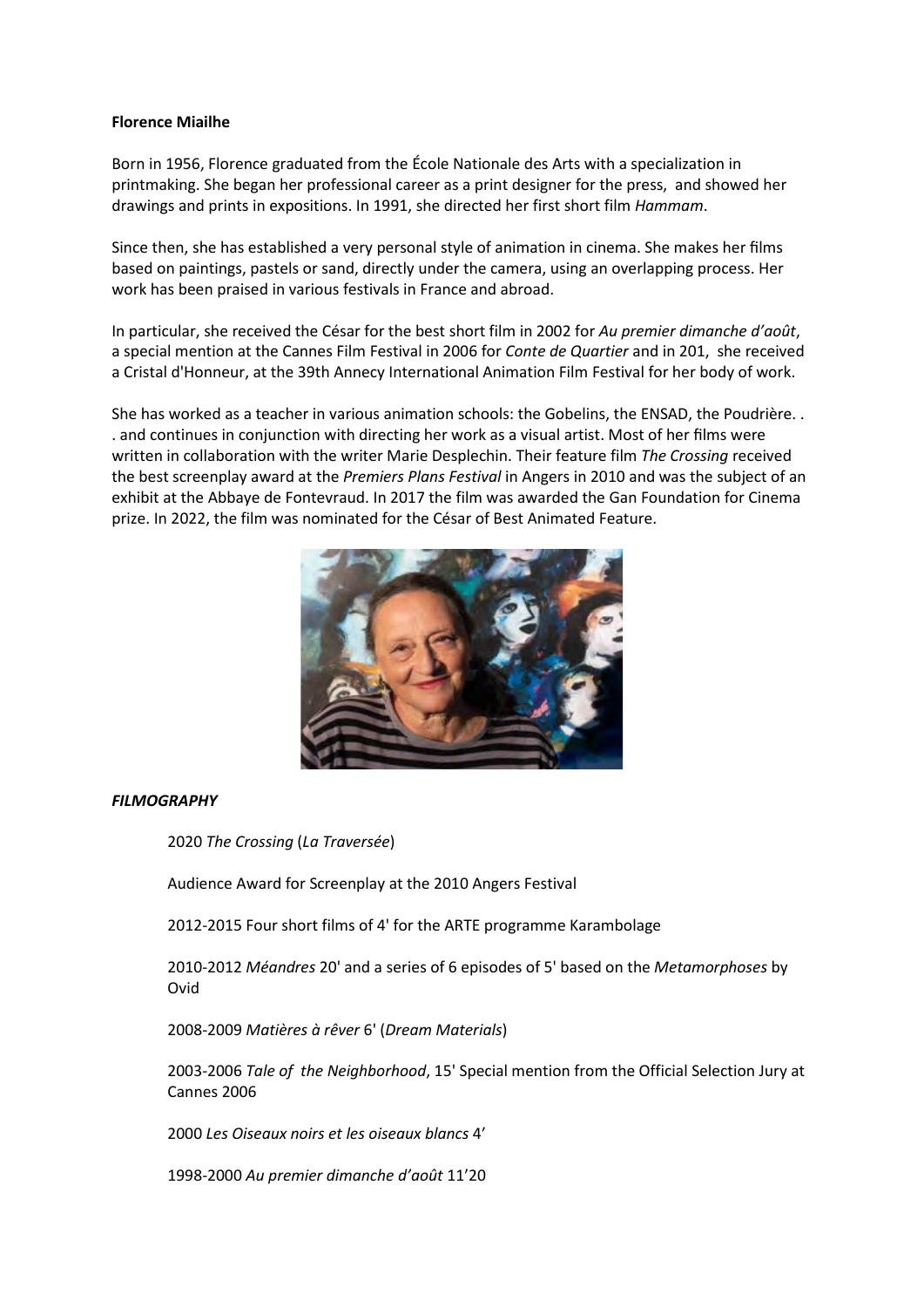**Florence Miailhe**

Born in 1956, Florence graduated from the École Nationale des Arts with a specialization in printmaking. She began her professional career as a print designer for the press, and showed her drawings and prints in expositions. In 1991, she directed her first short film *Hammam*.

Since then, she has established a very personal style of animation in cinema. She makes her films based on paintings, pastels or sand, directly under the camera, using an overlapping process. Her work has been praised in various festivals in France and abroad.

In particular, she received the César for the best short film in 2002 for *Au premier dimanche d'août*, a special mention at the Cannes Film Festival in 2006 for *Conte de Quartier* and in 201, she received a Cristal d'Honneur, at the 39th Annecy International Animation Film Festival for her body of work.

She has worked as a teacher in various animation schools: the Gobelins, the ENSAD, the Poudrière. . . and continues in conjunction with directing her work as a visual artist. Most of her films were written in collaboration with the writer Marie Desplechin. Their feature film *The Crossing* received the best screenplay award at the *Premiers Plans Festival* in Angers in 2010 and was the subject of an exhibit at the Abbaye de Fontevraud. In 2017 the film was awarded the Gan Foundation for Cinema prize. In 2022, the film was nominated for the César of Best Animated Feature.

***FILMOGRAPHY***

2020 *The Crossing* (*La Traversée*)

Audience Award for Screenplay at the 2010 Angers Festival

2012-2015 Four short films of 4' for the ARTE programme Karambolage

2010-2012 *Méandres* 20' and a series of 6 episodes of 5' based on the *Metamorphoses* by Ovid

2008-2009 *Matières à rêver* 6' (*Dream Materials*)

2003-2006 *Tale of the Neighborhood*, 15' Special mention from the Official Selection Jury at Cannes 2006

2000 *Les Oiseaux noirs et les oiseaux blancs* 4'

1998-2000 *Au premier dimanche d'août* 11'20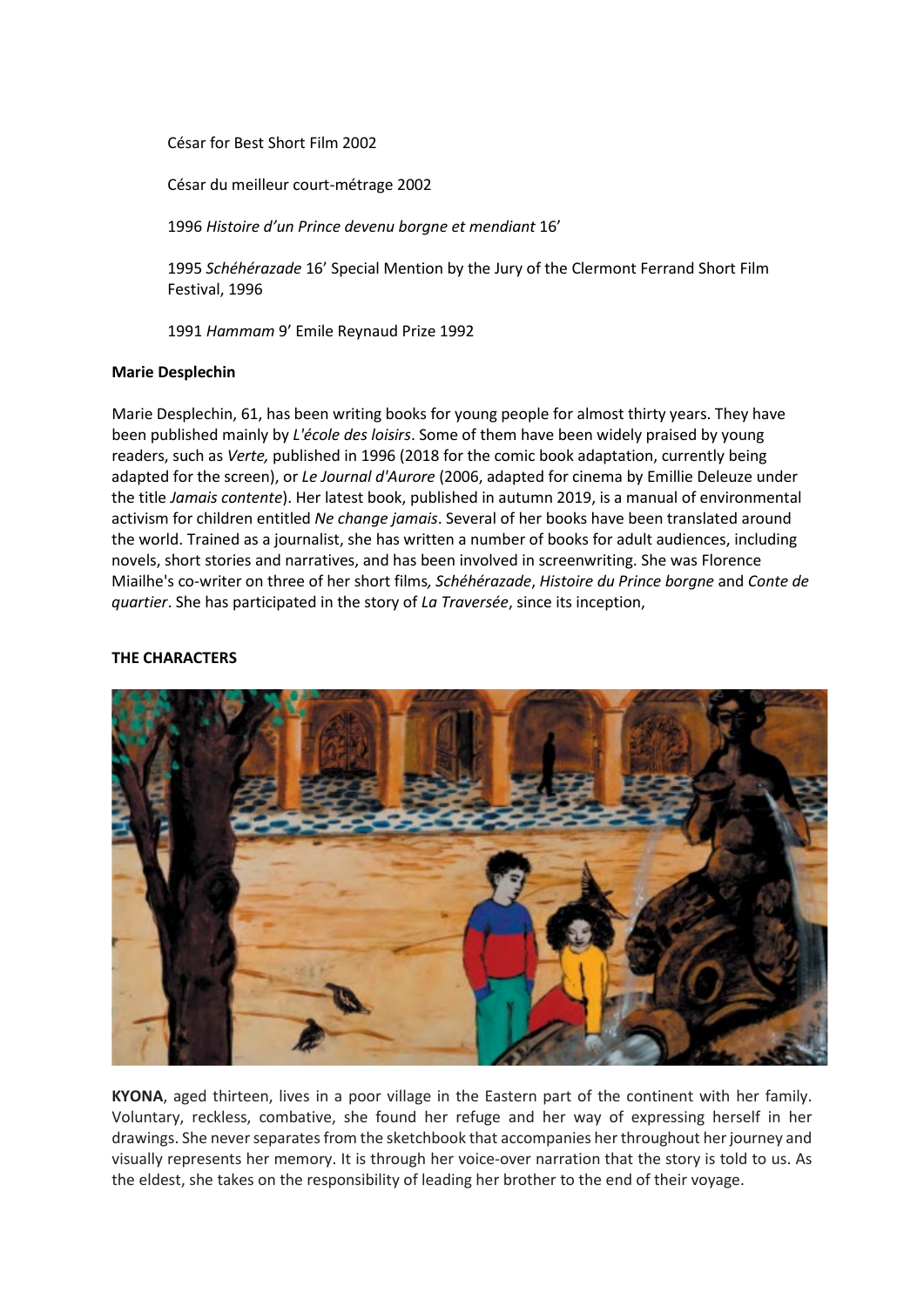César for Best Short Film 2002

César du meilleur court-métrage 2002

1996 *Histoire d'un Prince devenu borgne et mendiant* 16'

1995 *Schéhérazade* 16' Special Mention by the Jury of the Clermont Ferrand Short Film Festival, 1996

1991 *Hammam* 9' Emile Reynaud Prize 1992

**Marie Desplechin**

Marie Desplechin, 61, has been writing books for young people for almost thirty years. They have been published mainly by *L'école des loisirs*. Some of them have been widely praised by young readers, such as *Verte,* published in 1996 (2018 for the comic book adaptation, currently being adapted for the screen), or *Le Journal d'Aurore* (2006, adapted for cinema by Emillie Deleuze under the title *Jamais contente*). Her latest book, published in autumn 2019, is a manual of environmental activism for children entitled *Ne change jamais*. Several of her books have been translated around the world. Trained as a journalist, she has written a number of books for adult audiences, including novels, short stories and narratives, and has been involved in screenwriting. She was Florence Miailhe's co-writer on three of her short films*, Schéhérazade*, *Histoire du Prince borgne* and *Conte de quartier*. She has participated in the story of *La Traversée*, since its inception,

**THE CHARACTERS**

**KYONA**, aged thirteen, lives in a poor village in the Eastern part of the continent with her family. Voluntary, reckless, combative, she found her refuge and her way of expressing herself in her drawings. She never separates from the sketchbook that accompanies her throughout her journey and visually represents her memory. It is through her voice-over narration that the story is told to us. As the eldest, she takes on the responsibility of leading her brother to the end of their voyage.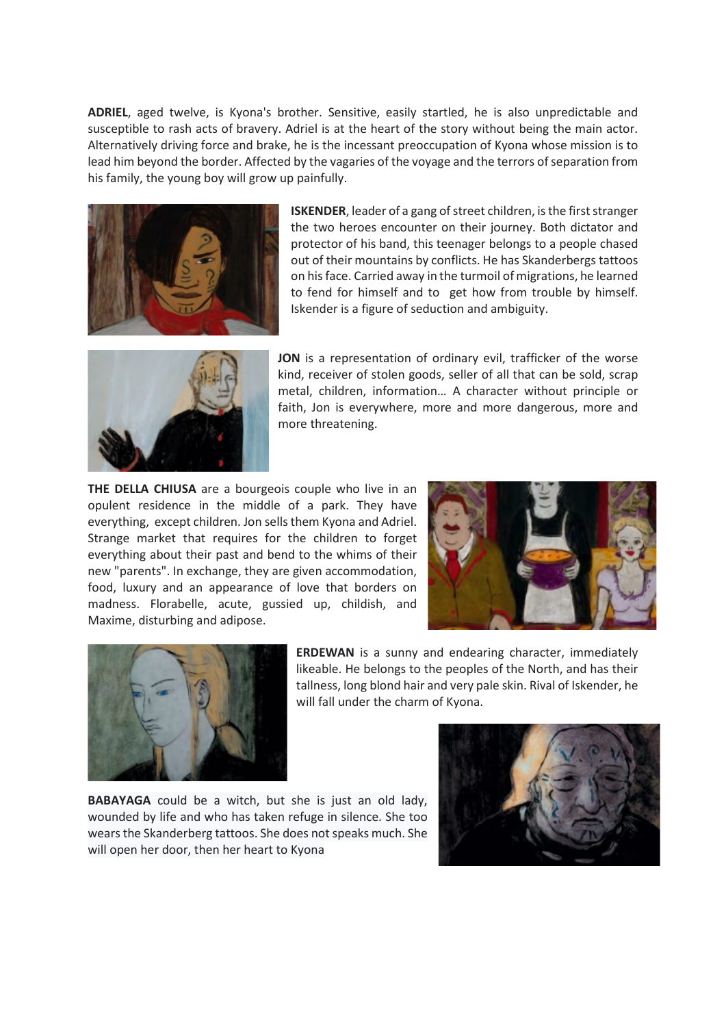**ADRIEL**, aged twelve, is Kyona's brother. Sensitive, easily startled, he is also unpredictable and susceptible to rash acts of bravery. Adriel is at the heart of the story without being the main actor. Alternatively driving force and brake, he is the incessant preoccupation of Kyona whose mission is to lead him beyond the border. Affected by the vagaries of the voyage and the terrors of separation from his family, the young boy will grow up painfully.

**ISKENDER**, leader of a gang of street children, is the first stranger the two heroes encounter on their journey. Both dictator and protector of his band, this teenager belongs to a people chased out of their mountains by conflicts. He has Skanderbergs tattoos on his face. Carried away in the turmoil of migrations, he learned to fend for himself and to get how from trouble by himself. Iskender is a figure of seduction and ambiguity.

**JON** is a representation of ordinary evil, trafficker of the worse kind, receiver of stolen goods, seller of all that can be sold, scrap metal, children, information… A character without principle or faith, Jon is everywhere, more and more dangerous, more and more threatening.

**THE DELLA CHIUSA** are a bourgeois couple who live in an opulent residence in the middle of a park. They have everything, except children. Jon sells them Kyona and Adriel. Strange market that requires for the children to forget everything about their past and bend to the whims of their new "parents". In exchange, they are given accommodation, food, luxury and an appearance of love that borders on madness. Florabelle, acute, gussied up, childish, and Maxime, disturbing and adipose.

**ERDEWAN** is a sunny and endearing character, immediately likeable. He belongs to the peoples of the North, and has their tallness, long blond hair and very pale skin. Rival of Iskender, he will fall under the charm of Kyona.

**BABAYAGA** could be a witch, but she is just an old lady, wounded by life and who has taken refuge in silence. She too wears the Skanderberg tattoos. She does not speaks much. She will open her door, then her heart to Kyona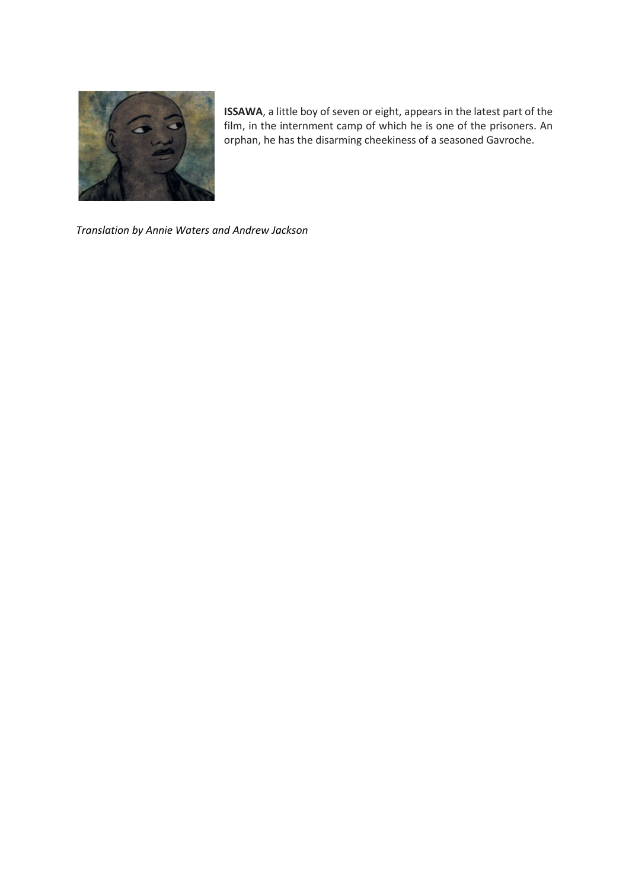**ISSAWA**, a little boy of seven or eight, appears in the latest part of the film, in the internment camp of which he is one of the prisoners. An orphan, he has the disarming cheekiness of a seasoned Gavroche.

*Translation by Annie Waters and Andrew Jackson*